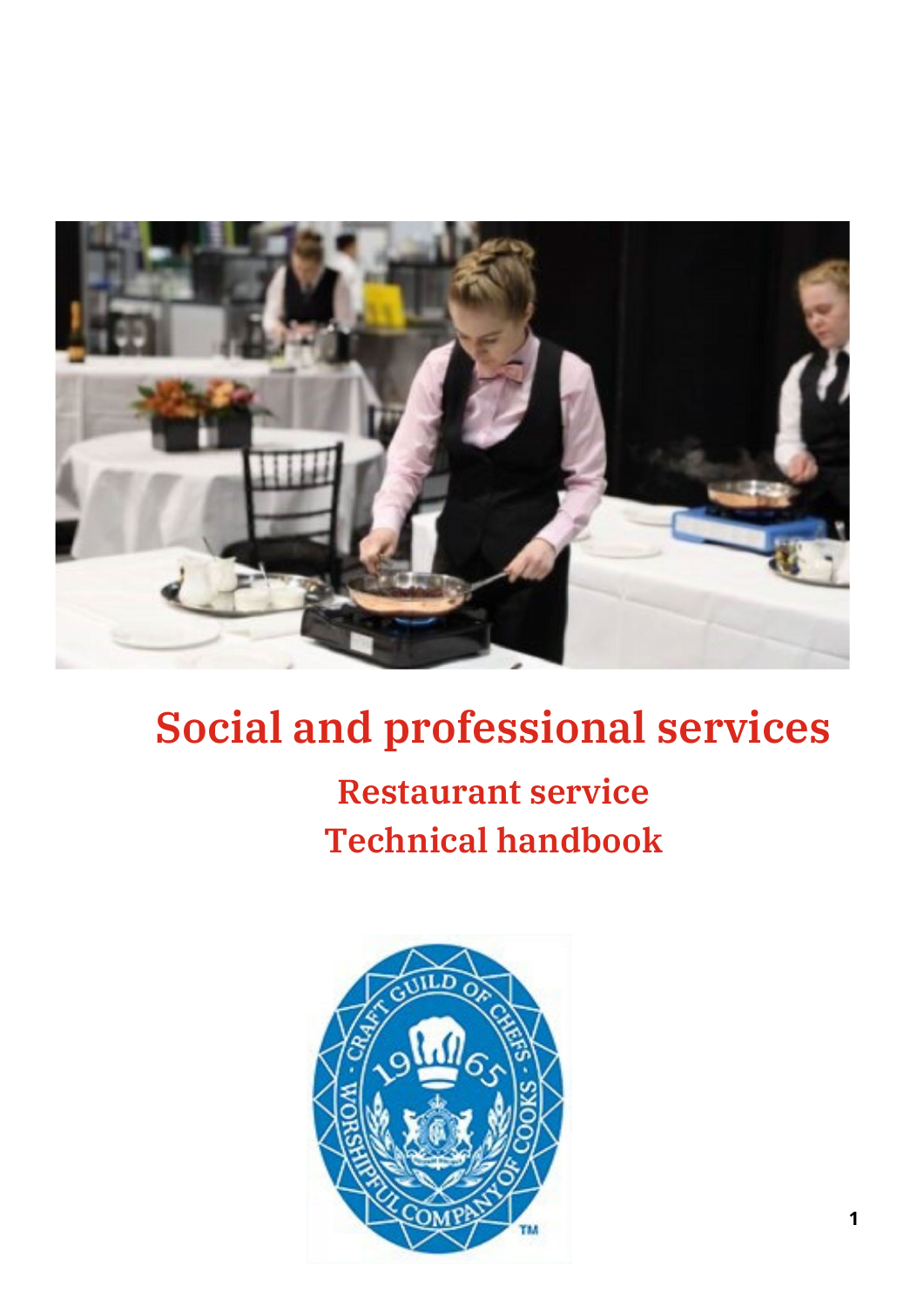# Social and professional services

## Restaurant service
## Technical handbook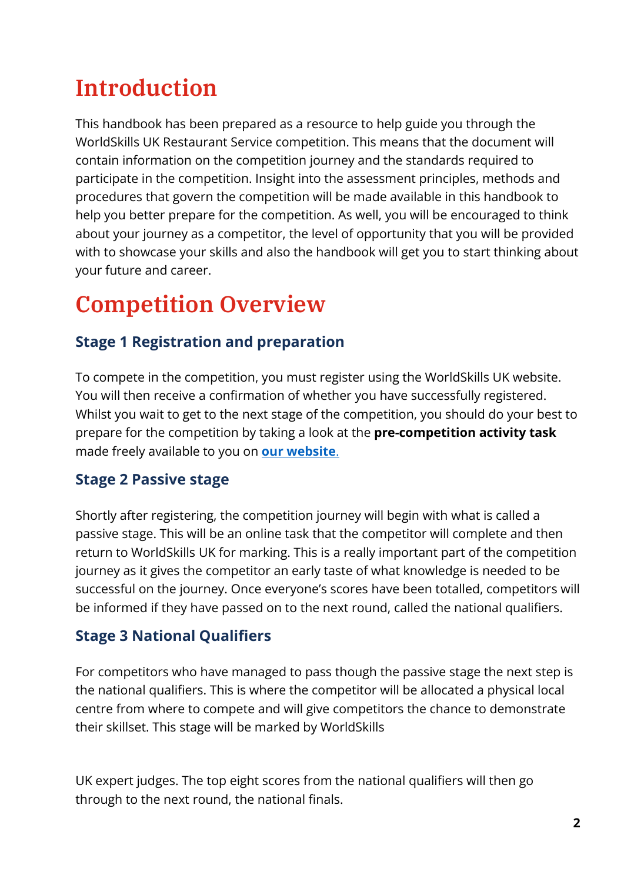# Introduction

This handbook has been prepared as a resource to help guide you through the WorldSkills UK Restaurant Service competition. This means that the document will contain information on the competition journey and the standards required to participate in the competition. Insight into the assessment principles, methods and procedures that govern the competition will be made available in this handbook to help you better prepare for the competition. As well, you will be encouraged to think about your journey as a competitor, the level of opportunity that you will be provided with to showcase your skills and also the handbook will get you to start thinking about your future and career.

# Competition Overview

### Stage 1 Registration and preparation

To compete in the competition, you must register using the WorldSkills UK website. You will then receive a confirmation of whether you have successfully registered. Whilst you wait to get to the next stage of the competition, you should do your best to prepare for the competition by taking a look at the **pre-competition activity task** made freely available to you on **our website**.

### Stage 2 Passive stage

Shortly after registering, the competition journey will begin with what is called a passive stage. This will be an online task that the competitor will complete and then return to WorldSkills UK for marking. This is a really important part of the competition journey as it gives the competitor an early taste of what knowledge is needed to be successful on the journey. Once everyone's scores have been totalled, competitors will be informed if they have passed on to the next round, called the national qualifiers.

### Stage 3 National Qualifiers

For competitors who have managed to pass though the passive stage the next step is the national qualifiers. This is where the competitor will be allocated a physical local centre from where to compete and will give competitors the chance to demonstrate their skillset. This stage will be marked by WorldSkills

UK expert judges. The top eight scores from the national qualifiers will then go through to the next round, the national finals.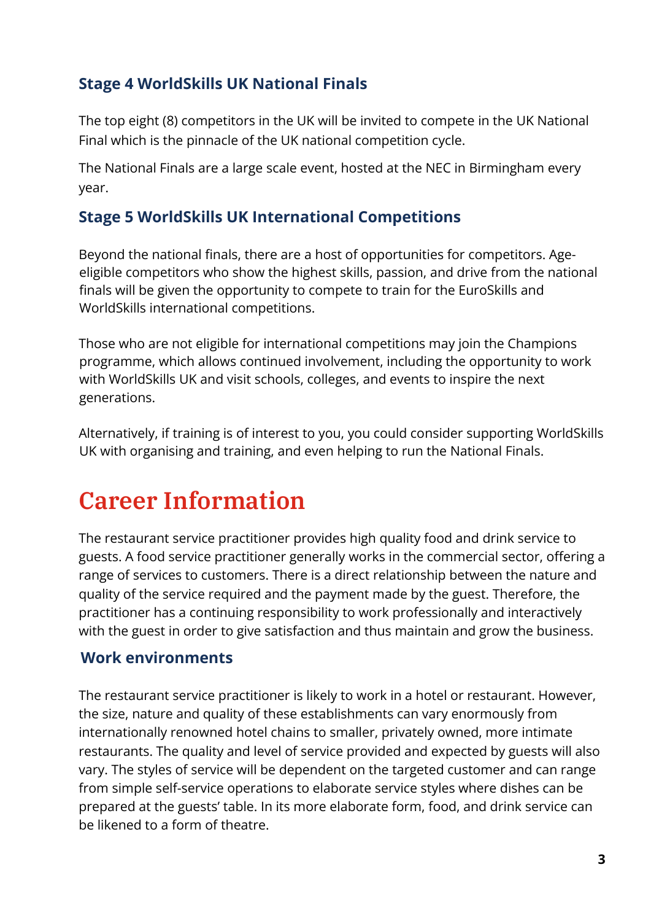### Stage 4 WorldSkills UK National Finals

The top eight (8) competitors in the UK will be invited to compete in the UK National Final which is the pinnacle of the UK national competition cycle.

The National Finals are a large scale event, hosted at the NEC in Birmingham every year.

### Stage 5 WorldSkills UK International Competitions

Beyond the national finals, there are a host of opportunities for competitors. Age-eligible competitors who show the highest skills, passion, and drive from the national finals will be given the opportunity to compete to train for the EuroSkills and WorldSkills international competitions.

Those who are not eligible for international competitions may join the Champions programme, which allows continued involvement, including the opportunity to work with WorldSkills UK and visit schools, colleges, and events to inspire the next generations.

Alternatively, if training is of interest to you, you could consider supporting WorldSkills UK with organising and training, and even helping to run the National Finals.

## Career Information

The restaurant service practitioner provides high quality food and drink service to guests. A food service practitioner generally works in the commercial sector, offering a range of services to customers. There is a direct relationship between the nature and quality of the service required and the payment made by the guest. Therefore, the practitioner has a continuing responsibility to work professionally and interactively with the guest in order to give satisfaction and thus maintain and grow the business.

### Work environments

The restaurant service practitioner is likely to work in a hotel or restaurant. However, the size, nature and quality of these establishments can vary enormously from internationally renowned hotel chains to smaller, privately owned, more intimate restaurants. The quality and level of service provided and expected by guests will also vary. The styles of service will be dependent on the targeted customer and can range from simple self-service operations to elaborate service styles where dishes can be prepared at the guests' table. In its more elaborate form, food, and drink service can be likened to a form of theatre.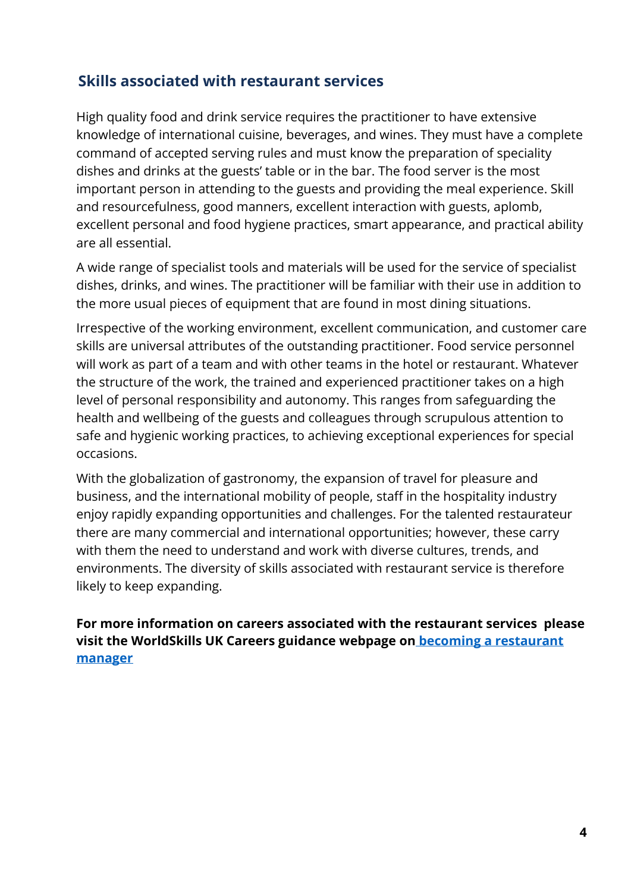## Skills associated with restaurant services

High quality food and drink service requires the practitioner to have extensive knowledge of international cuisine, beverages, and wines. They must have a complete command of accepted serving rules and must know the preparation of speciality dishes and drinks at the guests' table or in the bar. The food server is the most important person in attending to the guests and providing the meal experience. Skill and resourcefulness, good manners, excellent interaction with guests, aplomb, excellent personal and food hygiene practices, smart appearance, and practical ability are all essential.

A wide range of specialist tools and materials will be used for the service of specialist dishes, drinks, and wines. The practitioner will be familiar with their use in addition to the more usual pieces of equipment that are found in most dining situations.

Irrespective of the working environment, excellent communication, and customer care skills are universal attributes of the outstanding practitioner. Food service personnel will work as part of a team and with other teams in the hotel or restaurant. Whatever the structure of the work, the trained and experienced practitioner takes on a high level of personal responsibility and autonomy. This ranges from safeguarding the health and wellbeing of the guests and colleagues through scrupulous attention to safe and hygienic working practices, to achieving exceptional experiences for special occasions.

With the globalization of gastronomy, the expansion of travel for pleasure and business, and the international mobility of people, staff in the hospitality industry enjoy rapidly expanding opportunities and challenges. For the talented restaurateur there are many commercial and international opportunities; however, these carry with them the need to understand and work with diverse cultures, trends, and environments. The diversity of skills associated with restaurant service is therefore likely to keep expanding.

**For more information on careers associated with the restaurant services please visit the WorldSkills UK Careers guidance webpage on becoming a restaurant manager**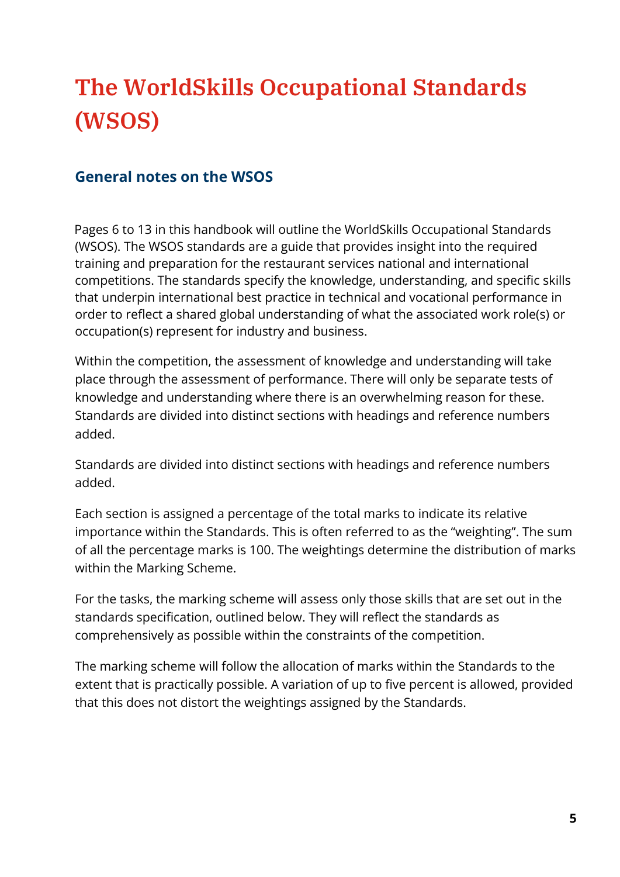# The WorldSkills Occupational Standards (WSOS)

## General notes on the WSOS

Pages 6 to 13 in this handbook will outline the WorldSkills Occupational Standards (WSOS). The WSOS standards are a guide that provides insight into the required training and preparation for the restaurant services national and international competitions. The standards specify the knowledge, understanding, and specific skills that underpin international best practice in technical and vocational performance in order to reflect a shared global understanding of what the associated work role(s) or occupation(s) represent for industry and business.

Within the competition, the assessment of knowledge and understanding will take place through the assessment of performance. There will only be separate tests of knowledge and understanding where there is an overwhelming reason for these. Standards are divided into distinct sections with headings and reference numbers added.

Standards are divided into distinct sections with headings and reference numbers added.

Each section is assigned a percentage of the total marks to indicate its relative importance within the Standards. This is often referred to as the "weighting". The sum of all the percentage marks is 100. The weightings determine the distribution of marks within the Marking Scheme.

For the tasks, the marking scheme will assess only those skills that are set out in the standards specification, outlined below. They will reflect the standards as comprehensively as possible within the constraints of the competition.

The marking scheme will follow the allocation of marks within the Standards to the extent that is practically possible. A variation of up to five percent is allowed, provided that this does not distort the weightings assigned by the Standards.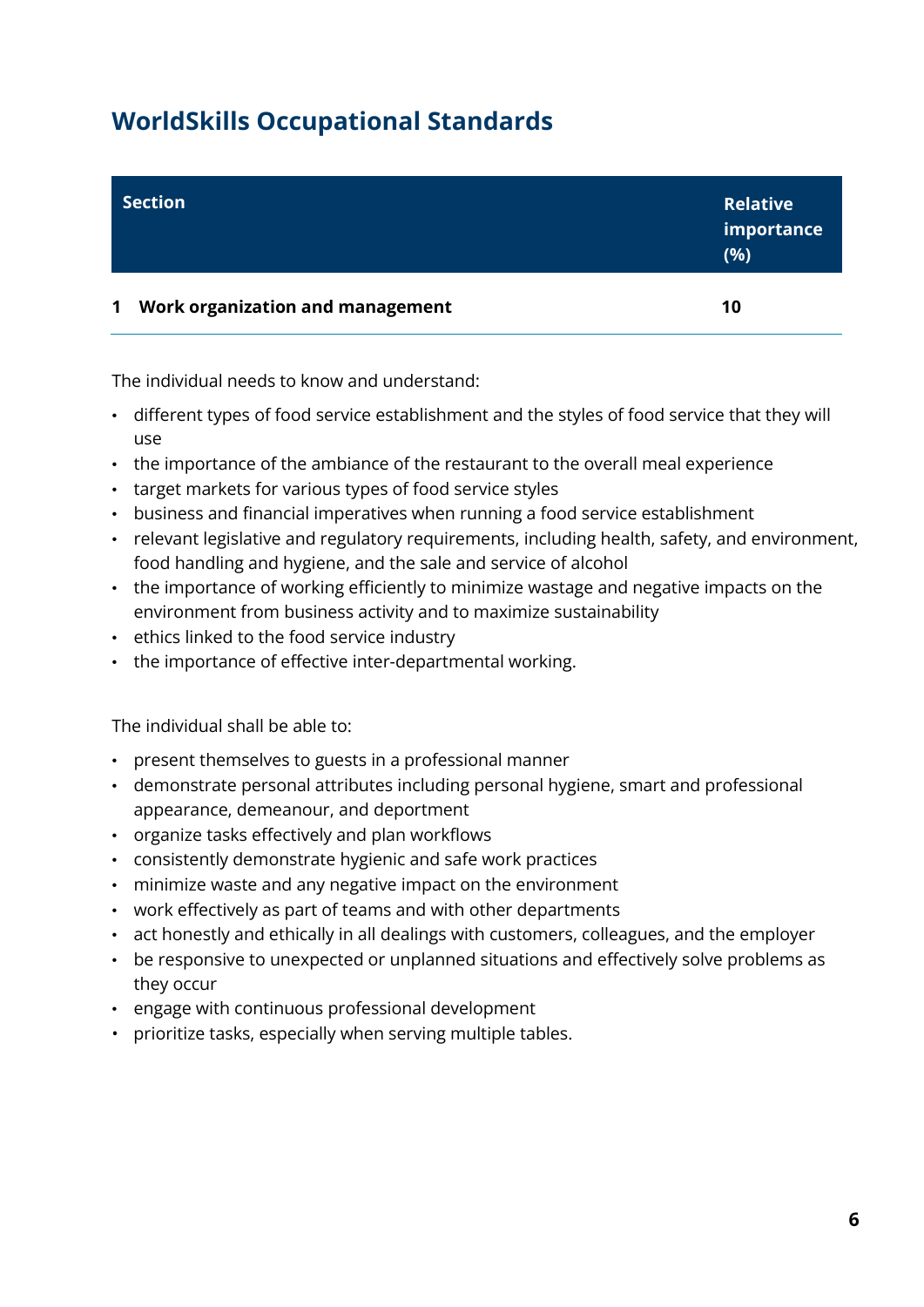## WorldSkills Occupational Standards

| Section | Relative importance (%) |
|---|---|
| **1 Work organization and management** | **10** |

The individual needs to know and understand:

- different types of food service establishment and the styles of food service that they will use
- the importance of the ambiance of the restaurant to the overall meal experience
- target markets for various types of food service styles
- business and financial imperatives when running a food service establishment
- relevant legislative and regulatory requirements, including health, safety, and environment, food handling and hygiene, and the sale and service of alcohol
- the importance of working efficiently to minimize wastage and negative impacts on the environment from business activity and to maximize sustainability
- ethics linked to the food service industry
- the importance of effective inter-departmental working.

The individual shall be able to:

- present themselves to guests in a professional manner
- demonstrate personal attributes including personal hygiene, smart and professional appearance, demeanour, and deportment
- organize tasks effectively and plan workflows
- consistently demonstrate hygienic and safe work practices
- minimize waste and any negative impact on the environment
- work effectively as part of teams and with other departments
- act honestly and ethically in all dealings with customers, colleagues, and the employer
- be responsive to unexpected or unplanned situations and effectively solve problems as they occur
- engage with continuous professional development
- prioritize tasks, especially when serving multiple tables.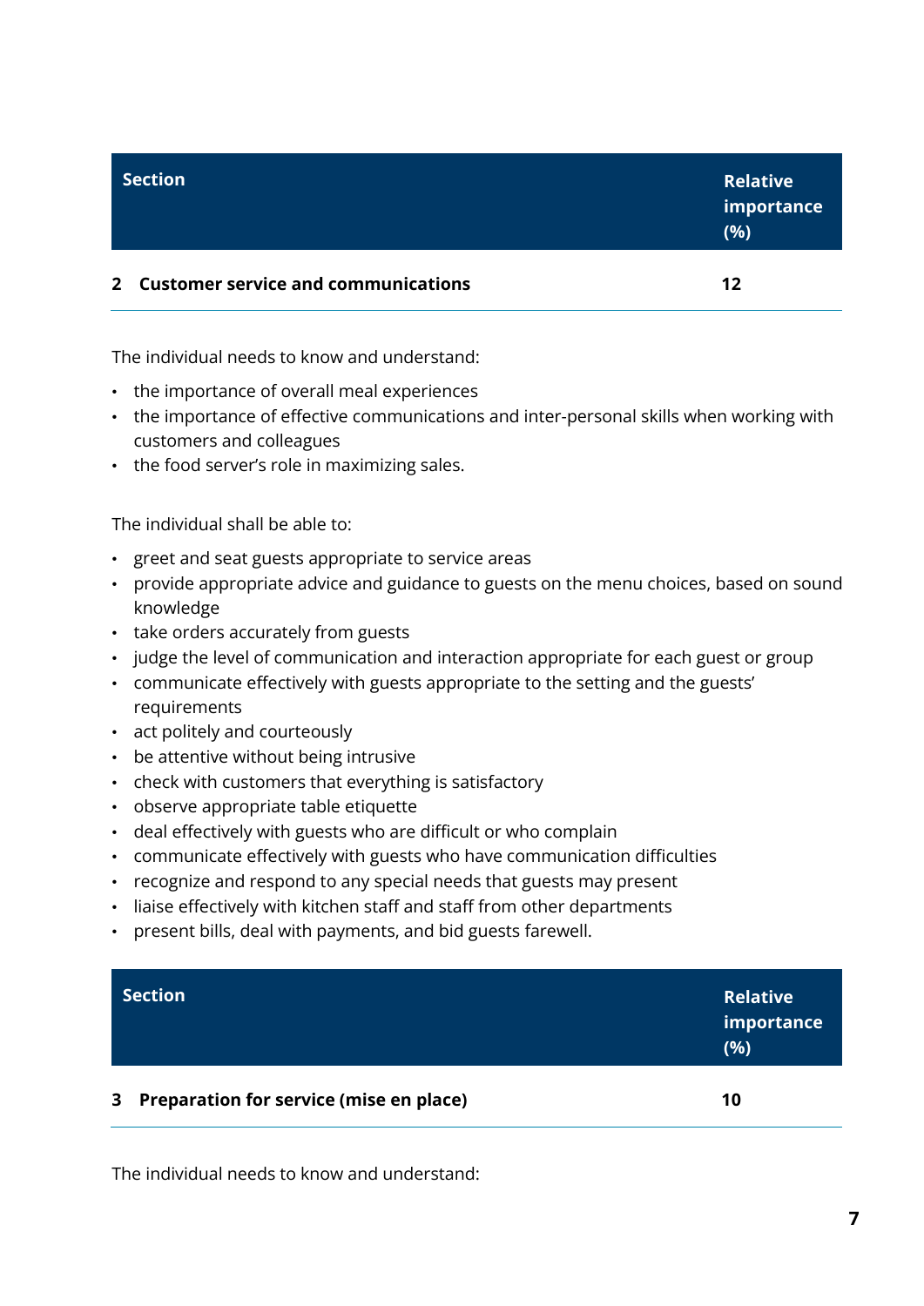| Section | Relative importance (%) |
|---|---|
| **2 Customer service and communications** | **12** |

The individual needs to know and understand:

- the importance of overall meal experiences
- the importance of effective communications and inter-personal skills when working with customers and colleagues
- the food server's role in maximizing sales.

The individual shall be able to:

- greet and seat guests appropriate to service areas
- provide appropriate advice and guidance to guests on the menu choices, based on sound knowledge
- take orders accurately from guests
- judge the level of communication and interaction appropriate for each guest or group
- communicate effectively with guests appropriate to the setting and the guests' requirements
- act politely and courteously
- be attentive without being intrusive
- check with customers that everything is satisfactory
- observe appropriate table etiquette
- deal effectively with guests who are difficult or who complain
- communicate effectively with guests who have communication difficulties
- recognize and respond to any special needs that guests may present
- liaise effectively with kitchen staff and staff from other departments
- present bills, deal with payments, and bid guests farewell.

| Section | Relative importance (%) |
|---|---|
| **3 Preparation for service (mise en place)** | **10** |

The individual needs to know and understand: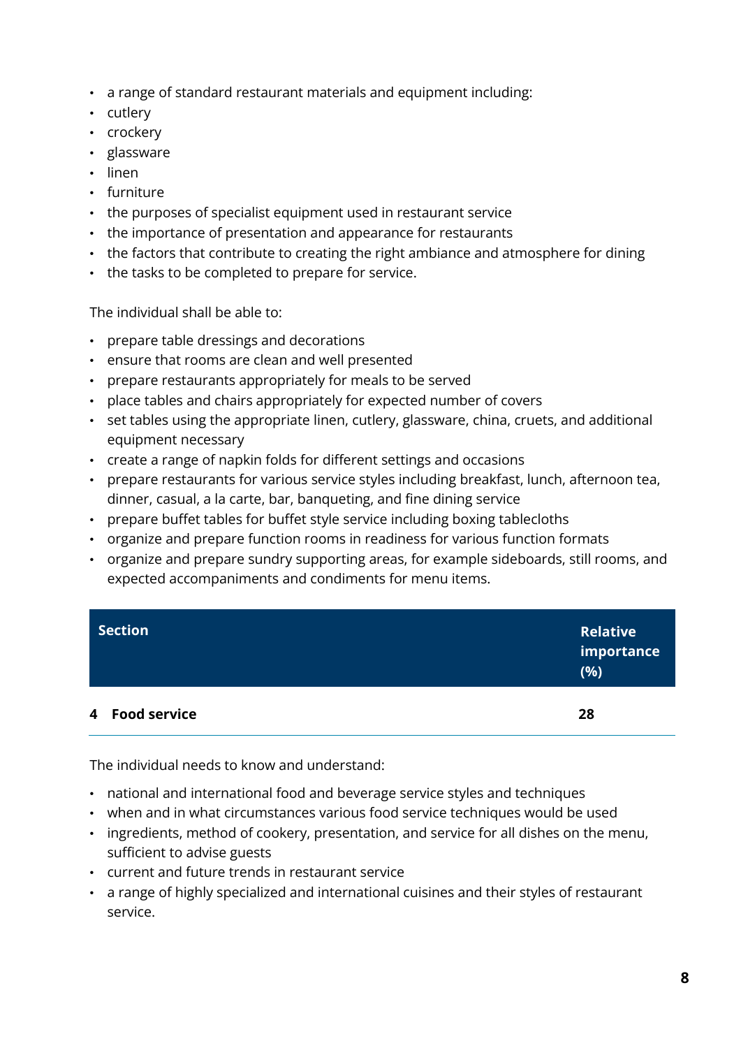- a range of standard restaurant materials and equipment including:
- cutlery
- crockery
- glassware
- linen
- furniture
- the purposes of specialist equipment used in restaurant service
- the importance of presentation and appearance for restaurants
- the factors that contribute to creating the right ambiance and atmosphere for dining
- the tasks to be completed to prepare for service.

The individual shall be able to:

- prepare table dressings and decorations
- ensure that rooms are clean and well presented
- prepare restaurants appropriately for meals to be served
- place tables and chairs appropriately for expected number of covers
- set tables using the appropriate linen, cutlery, glassware, china, cruets, and additional equipment necessary
- create a range of napkin folds for different settings and occasions
- prepare restaurants for various service styles including breakfast, lunch, afternoon tea, dinner, casual, a la carte, bar, banqueting, and fine dining service
- prepare buffet tables for buffet style service including boxing tablecloths
- organize and prepare function rooms in readiness for various function formats
- organize and prepare sundry supporting areas, for example sideboards, still rooms, and expected accompaniments and condiments for menu items.

| Section | Relative importance (%) |
|---|---|
| **4 Food service** | **28** |

The individual needs to know and understand:

- national and international food and beverage service styles and techniques
- when and in what circumstances various food service techniques would be used
- ingredients, method of cookery, presentation, and service for all dishes on the menu, sufficient to advise guests
- current and future trends in restaurant service
- a range of highly specialized and international cuisines and their styles of restaurant service.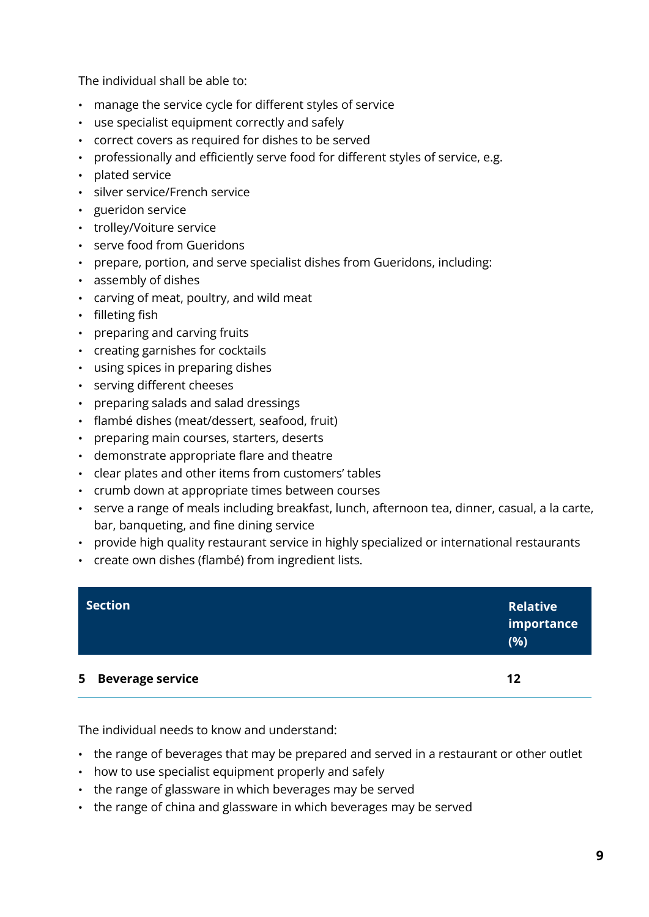The individual shall be able to:

- manage the service cycle for different styles of service
- use specialist equipment correctly and safely
- correct covers as required for dishes to be served
- professionally and efficiently serve food for different styles of service, e.g.
- plated service
- silver service/French service
- gueridon service
- trolley/Voiture service
- serve food from Gueridons
- prepare, portion, and serve specialist dishes from Gueridons, including:
- assembly of dishes
- carving of meat, poultry, and wild meat
- filleting fish
- preparing and carving fruits
- creating garnishes for cocktails
- using spices in preparing dishes
- serving different cheeses
- preparing salads and salad dressings
- flambé dishes (meat/dessert, seafood, fruit)
- preparing main courses, starters, deserts
- demonstrate appropriate flare and theatre
- clear plates and other items from customers' tables
- crumb down at appropriate times between courses
- serve a range of meals including breakfast, lunch, afternoon tea, dinner, casual, a la carte, bar, banqueting, and fine dining service
- provide high quality restaurant service in highly specialized or international restaurants
- create own dishes (flambé) from ingredient lists.

| Section | Relative importance (%) |
|---|---|
| **5 Beverage service** | **12** |

The individual needs to know and understand:

- the range of beverages that may be prepared and served in a restaurant or other outlet
- how to use specialist equipment properly and safely
- the range of glassware in which beverages may be served
- the range of china and glassware in which beverages may be served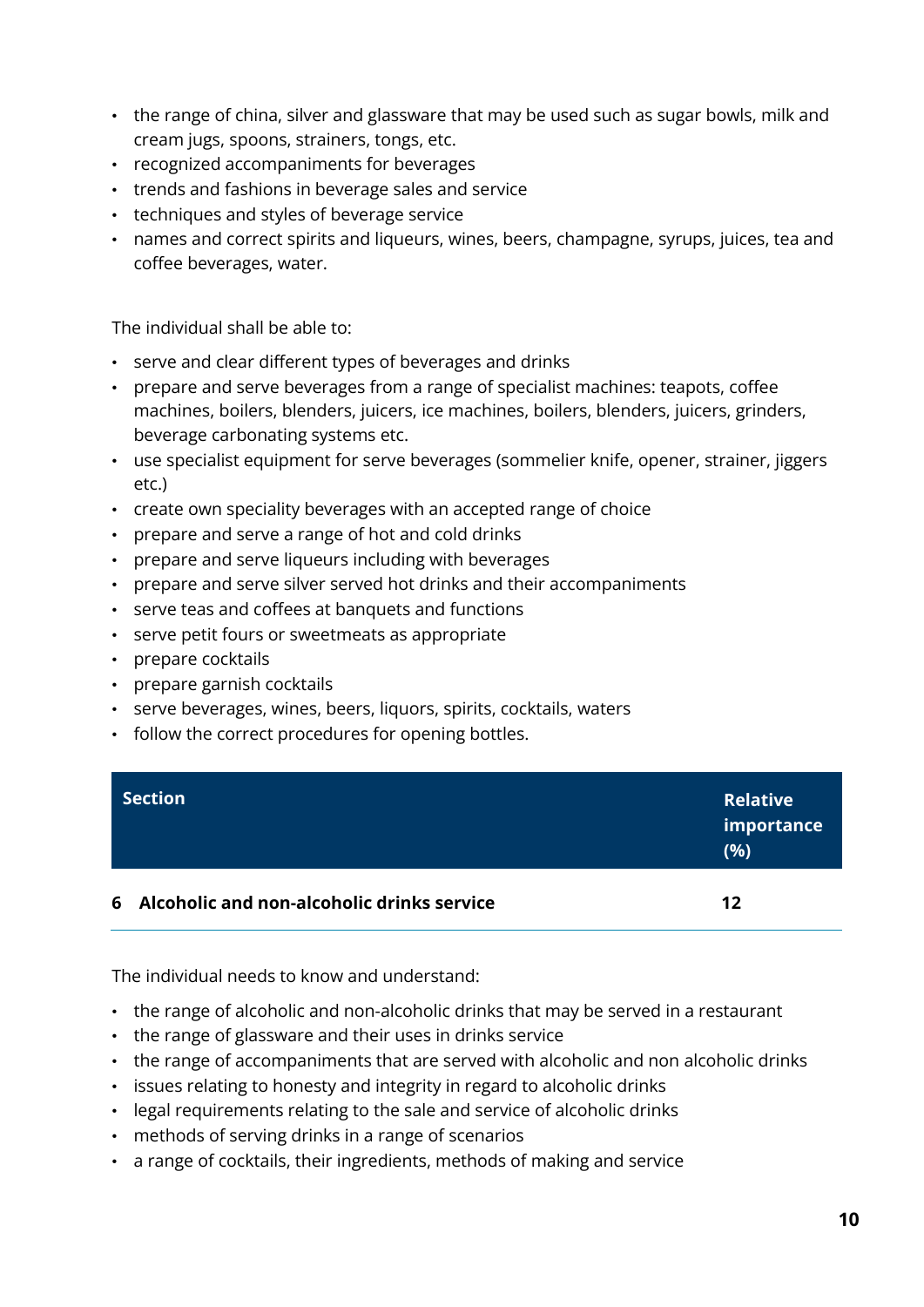- the range of china, silver and glassware that may be used such as sugar bowls, milk and cream jugs, spoons, strainers, tongs, etc.
- recognized accompaniments for beverages
- trends and fashions in beverage sales and service
- techniques and styles of beverage service
- names and correct spirits and liqueurs, wines, beers, champagne, syrups, juices, tea and coffee beverages, water.

The individual shall be able to:

- serve and clear different types of beverages and drinks
- prepare and serve beverages from a range of specialist machines: teapots, coffee machines, boilers, blenders, juicers, ice machines, boilers, blenders, juicers, grinders, beverage carbonating systems etc.
- use specialist equipment for serve beverages (sommelier knife, opener, strainer, jiggers etc.)
- create own speciality beverages with an accepted range of choice
- prepare and serve a range of hot and cold drinks
- prepare and serve liqueurs including with beverages
- prepare and serve silver served hot drinks and their accompaniments
- serve teas and coffees at banquets and functions
- serve petit fours or sweetmeats as appropriate
- prepare cocktails
- prepare garnish cocktails
- serve beverages, wines, beers, liquors, spirits, cocktails, waters
- follow the correct procedures for opening bottles.

| Section | Relative importance (%) |
|---|---|
| **6 Alcoholic and non-alcoholic drinks service** | **12** |

The individual needs to know and understand:

- the range of alcoholic and non-alcoholic drinks that may be served in a restaurant
- the range of glassware and their uses in drinks service
- the range of accompaniments that are served with alcoholic and non alcoholic drinks
- issues relating to honesty and integrity in regard to alcoholic drinks
- legal requirements relating to the sale and service of alcoholic drinks
- methods of serving drinks in a range of scenarios
- a range of cocktails, their ingredients, methods of making and service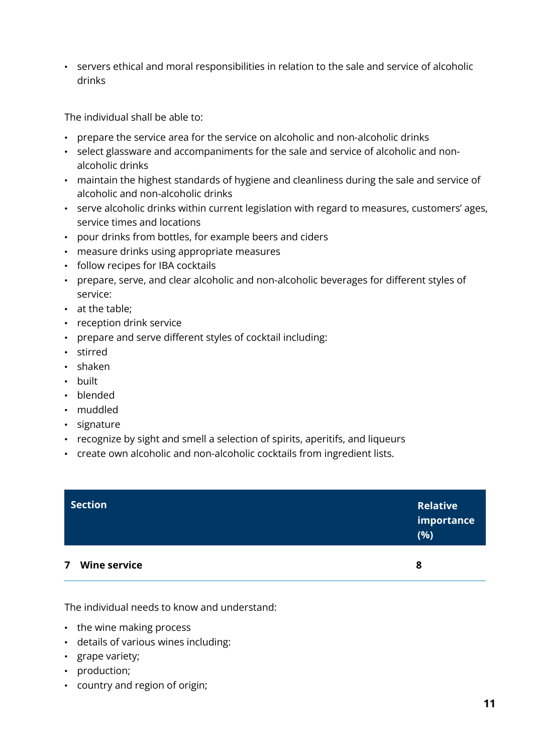- servers ethical and moral responsibilities in relation to the sale and service of alcoholic drinks

The individual shall be able to:

- prepare the service area for the service on alcoholic and non-alcoholic drinks
- select glassware and accompaniments for the sale and service of alcoholic and non-alcoholic drinks
- maintain the highest standards of hygiene and cleanliness during the sale and service of alcoholic and non-alcoholic drinks
- serve alcoholic drinks within current legislation with regard to measures, customers' ages, service times and locations
- pour drinks from bottles, for example beers and ciders
- measure drinks using appropriate measures
- follow recipes for IBA cocktails
- prepare, serve, and clear alcoholic and non-alcoholic beverages for different styles of service:
- at the table;
- reception drink service
- prepare and serve different styles of cocktail including:
- stirred
- shaken
- built
- blended
- muddled
- signature
- recognize by sight and smell a selection of spirits, aperitifs, and liqueurs
- create own alcoholic and non-alcoholic cocktails from ingredient lists.

| Section | Relative importance (%) |
| --- | --- |
| **7 Wine service** | **8** |

The individual needs to know and understand:

- the wine making process
- details of various wines including:
- grape variety;
- production;
- country and region of origin;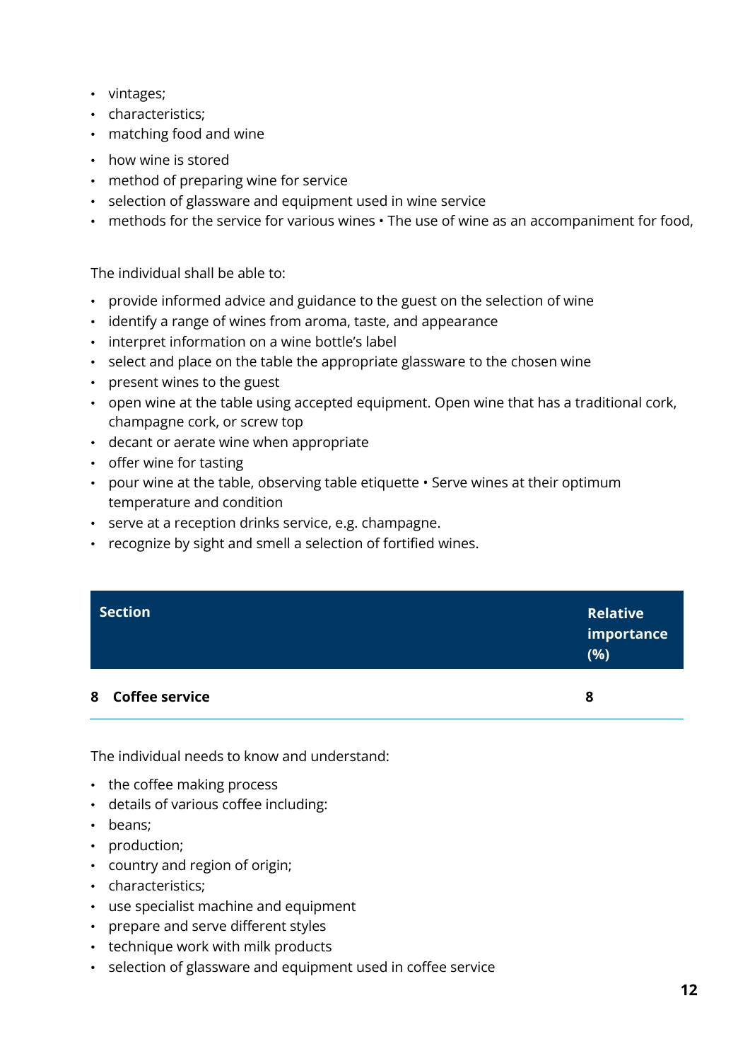- vintages;
- characteristics;
- matching food and wine
- how wine is stored
- method of preparing wine for service
- selection of glassware and equipment used in wine service
- methods for the service for various wines • The use of wine as an accompaniment for food,

The individual shall be able to:

- provide informed advice and guidance to the guest on the selection of wine
- identify a range of wines from aroma, taste, and appearance
- interpret information on a wine bottle's label
- select and place on the table the appropriate glassware to the chosen wine
- present wines to the guest
- open wine at the table using accepted equipment. Open wine that has a traditional cork, champagne cork, or screw top
- decant or aerate wine when appropriate
- offer wine for tasting
- pour wine at the table, observing table etiquette • Serve wines at their optimum temperature and condition
- serve at a reception drinks service, e.g. champagne.
- recognize by sight and smell a selection of fortified wines.

| Section | Relative importance (%) |
|---|---|
| **8 Coffee service** | **8** |

The individual needs to know and understand:

- the coffee making process
- details of various coffee including:
- beans;
- production;
- country and region of origin;
- characteristics;
- use specialist machine and equipment
- prepare and serve different styles
- technique work with milk products
- selection of glassware and equipment used in coffee service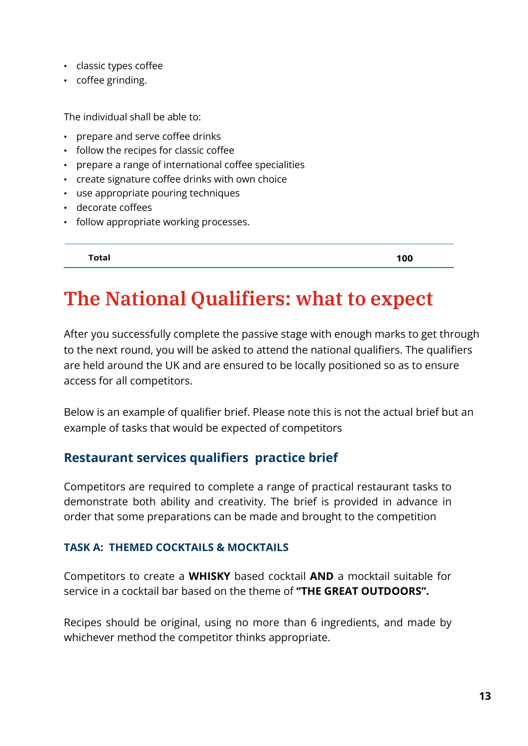- classic types coffee
- coffee grinding.

The individual shall be able to:

- prepare and serve coffee drinks
- follow the recipes for classic coffee
- prepare a range of international coffee specialities
- create signature coffee drinks with own choice
- use appropriate pouring techniques
- decorate coffees
- follow appropriate working processes.

| **Total** | **100** |
|---|---|

# The National Qualifiers: what to expect

After you successfully complete the passive stage with enough marks to get through to the next round, you will be asked to attend the national qualifiers. The qualifiers are held around the UK and are ensured to be locally positioned so as to ensure access for all competitors.

Below is an example of qualifier brief. Please note this is not the actual brief but an example of tasks that would be expected of competitors

## Restaurant services qualifiers practice brief

Competitors are required to complete a range of practical restaurant tasks to demonstrate both ability and creativity. The brief is provided in advance in order that some preparations can be made and brought to the competition

### TASK A: THEMED COCKTAILS & MOCKTAILS

Competitors to create a **WHISKY** based cocktail **AND** a mocktail suitable for service in a cocktail bar based on the theme of **"THE GREAT OUTDOORS".**

Recipes should be original, using no more than 6 ingredients, and made by whichever method the competitor thinks appropriate.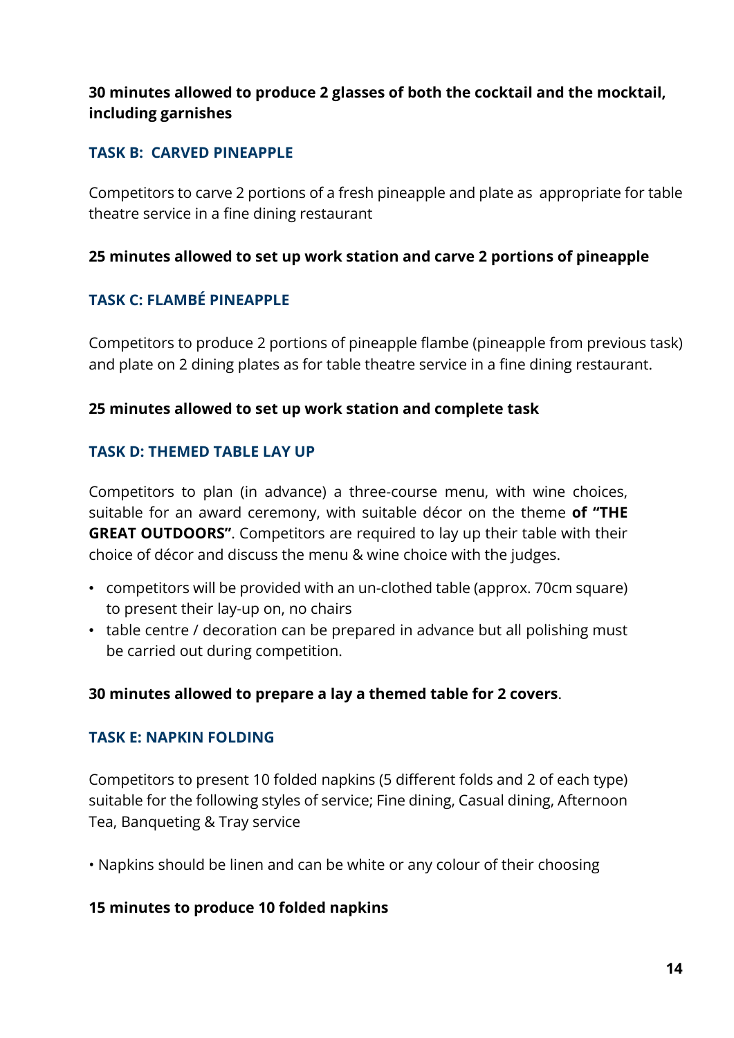**30 minutes allowed to produce 2 glasses of both the cocktail and the mocktail, including garnishes**

### TASK B: CARVED PINEAPPLE

Competitors to carve 2 portions of a fresh pineapple and plate as appropriate for table theatre service in a fine dining restaurant

**25 minutes allowed to set up work station and carve 2 portions of pineapple**

### TASK C: FLAMBÉ PINEAPPLE

Competitors to produce 2 portions of pineapple flambe (pineapple from previous task) and plate on 2 dining plates as for table theatre service in a fine dining restaurant.

**25 minutes allowed to set up work station and complete task**

### TASK D: THEMED TABLE LAY UP

Competitors to plan (in advance) a three-course menu, with wine choices, suitable for an award ceremony, with suitable décor on the theme **of "THE GREAT OUTDOORS"**. Competitors are required to lay up their table with their choice of décor and discuss the menu & wine choice with the judges.

- competitors will be provided with an un-clothed table (approx. 70cm square) to present their lay-up on, no chairs
- table centre / decoration can be prepared in advance but all polishing must be carried out during competition.

**30 minutes allowed to prepare a lay a themed table for 2 covers**.

### TASK E: NAPKIN FOLDING

Competitors to present 10 folded napkins (5 different folds and 2 of each type) suitable for the following styles of service; Fine dining, Casual dining, Afternoon Tea, Banqueting & Tray service

- Napkins should be linen and can be white or any colour of their choosing

**15 minutes to produce 10 folded napkins**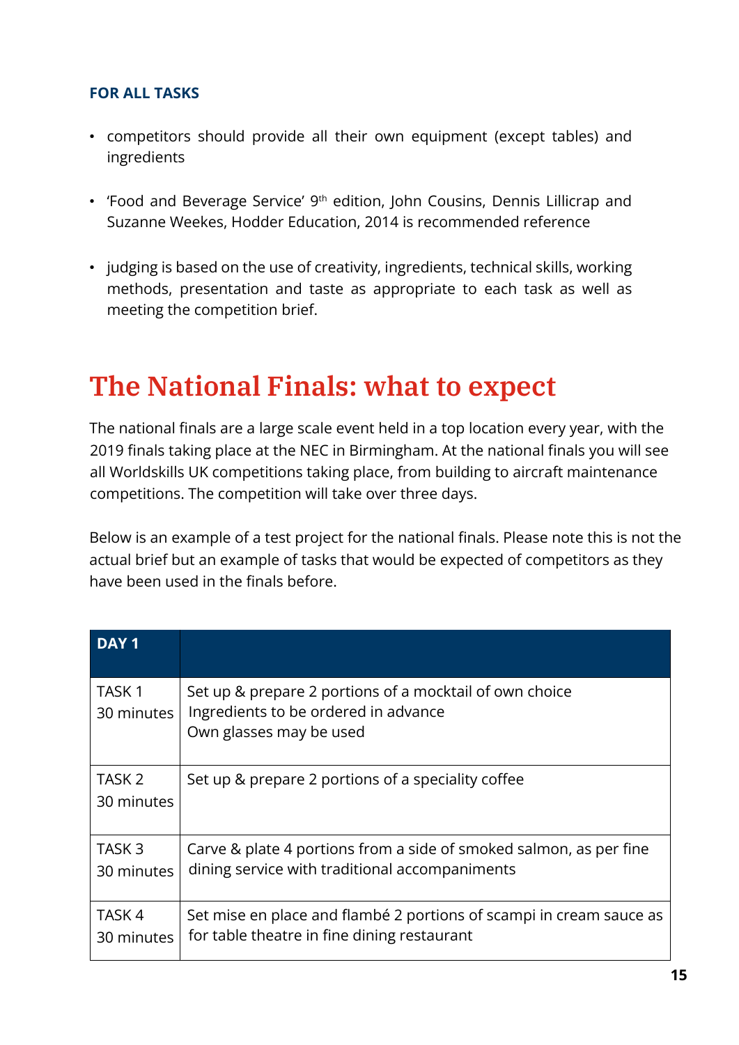### FOR ALL TASKS

- competitors should provide all their own equipment (except tables) and ingredients
- 'Food and Beverage Service' 9th edition, John Cousins, Dennis Lillicrap and Suzanne Weekes, Hodder Education, 2014 is recommended reference
- judging is based on the use of creativity, ingredients, technical skills, working methods, presentation and taste as appropriate to each task as well as meeting the competition brief.

## The National Finals: what to expect

The national finals are a large scale event held in a top location every year, with the 2019 finals taking place at the NEC in Birmingham. At the national finals you will see all Worldskills UK competitions taking place, from building to aircraft maintenance competitions. The competition will take over three days.

Below is an example of a test project for the national finals. Please note this is not the actual brief but an example of tasks that would be expected of competitors as they have been used in the finals before.

| DAY 1 | |
|---|---|
| TASK 1<br>30 minutes | Set up & prepare 2 portions of a mocktail of own choice<br>Ingredients to be ordered in advance<br>Own glasses may be used |
| TASK 2<br>30 minutes | Set up & prepare 2 portions of a speciality coffee |
| TASK 3<br>30 minutes | Carve & plate 4 portions from a side of smoked salmon, as per fine dining service with traditional accompaniments |
| TASK 4<br>30 minutes | Set mise en place and flambé 2 portions of scampi in cream sauce as for table theatre in fine dining restaurant |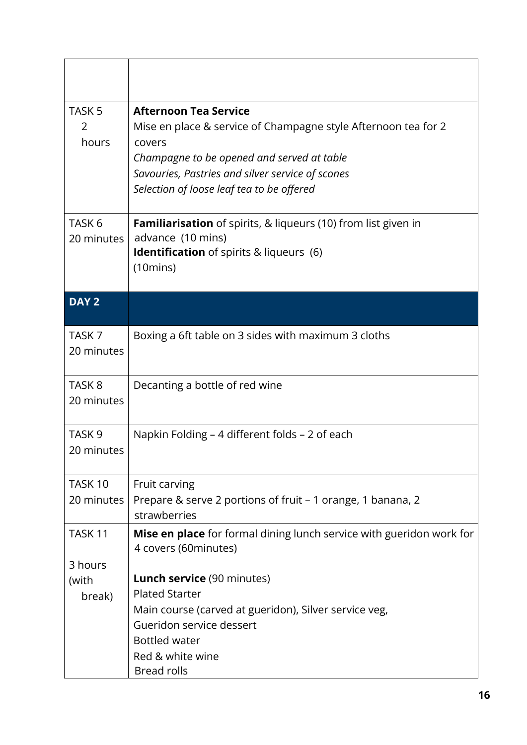| | |
|---|---|
| | |
| TASK 5<br>2 hours | **Afternoon Tea Service**<br>Mise en place & service of Champagne style Afternoon tea for 2 covers<br>*Champagne to be opened and served at table*<br>*Savouries, Pastries and silver service of scones*<br>*Selection of loose leaf tea to be offered* |
| TASK 6<br>20 minutes | **Familiarisation** of spirits, & liqueurs (10) from list given in advance (10 mins)<br>**Identification** of spirits & liqueurs (6) (10mins) |
| **DAY 2** | |
| TASK 7<br>20 minutes | Boxing a 6ft table on 3 sides with maximum 3 cloths |
| TASK 8<br>20 minutes | Decanting a bottle of red wine |
| TASK 9<br>20 minutes | Napkin Folding – 4 different folds – 2 of each |
| TASK 10<br>20 minutes | Fruit carving<br>Prepare & serve 2 portions of fruit – 1 orange, 1 banana, 2 strawberries |
| TASK 11<br><br>3 hours (with break) | **Mise en place** for formal dining lunch service with gueridon work for 4 covers (60minutes)<br><br>**Lunch service** (90 minutes)<br>Plated Starter<br>Main course (carved at gueridon), Silver service veg,<br>Gueridon service dessert<br>Bottled water<br>Red & white wine<br>Bread rolls |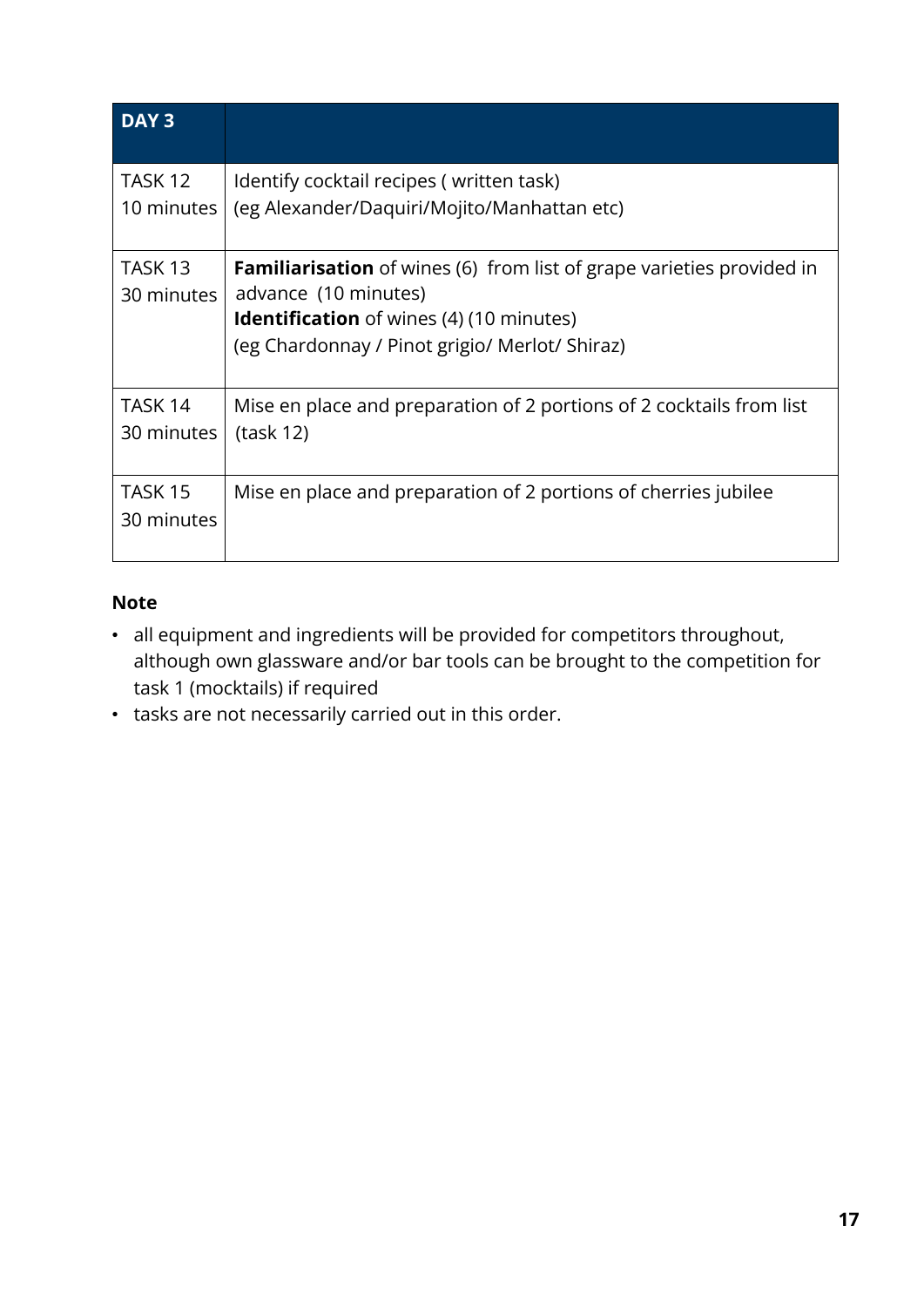| DAY 3 | |
|---|---|
| TASK 12<br>10 minutes | Identify cocktail recipes ( written task)<br>(eg Alexander/Daquiri/Mojito/Manhattan etc) |
| TASK 13<br>30 minutes | **Familiarisation** of wines (6) from list of grape varieties provided in advance (10 minutes)<br>**Identification** of wines (4) (10 minutes)<br>(eg Chardonnay / Pinot grigio/ Merlot/ Shiraz) |
| TASK 14<br>30 minutes | Mise en place and preparation of 2 portions of 2 cocktails from list (task 12) |
| TASK 15<br>30 minutes | Mise en place and preparation of 2 portions of cherries jubilee |

**Note**

- all equipment and ingredients will be provided for competitors throughout, although own glassware and/or bar tools can be brought to the competition for task 1 (mocktails) if required
- tasks are not necessarily carried out in this order.